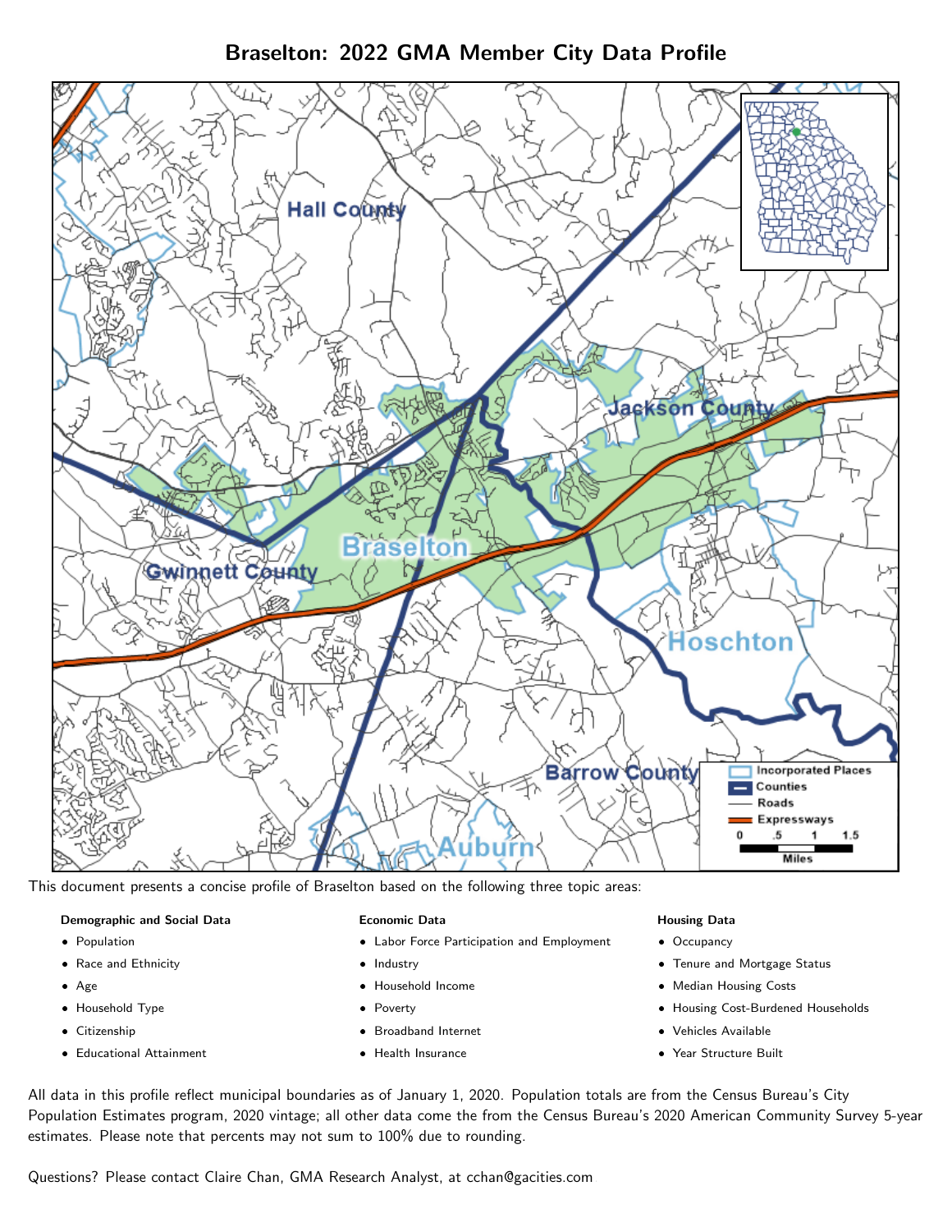# Braselton: 2022 GMA Member City Data Profile

This document presents a concise profile of Braselton based on the following three topic areas:

**Demographic and Social Data**

- Population
- Race and Ethnicity
- Age
- Household Type
- Citizenship
- Educational Attainment

**Economic Data**

- Labor Force Participation and Employment
- Industry
- Household Income
- Poverty
- Broadband Internet
- Health Insurance

**Housing Data**

- Occupancy
- Tenure and Mortgage Status
- Median Housing Costs
- Housing Cost-Burdened Households
- Vehicles Available
- Year Structure Built

All data in this profile reflect municipal boundaries as of January 1, 2020. Population totals are from the Census Bureau's City Population Estimates program, 2020 vintage; all other data come the from the Census Bureau's 2020 American Community Survey 5-year estimates. Please note that percents may not sum to 100% due to rounding.

Questions? Please contact Claire Chan, GMA Research Analyst, at cchan@gacities.com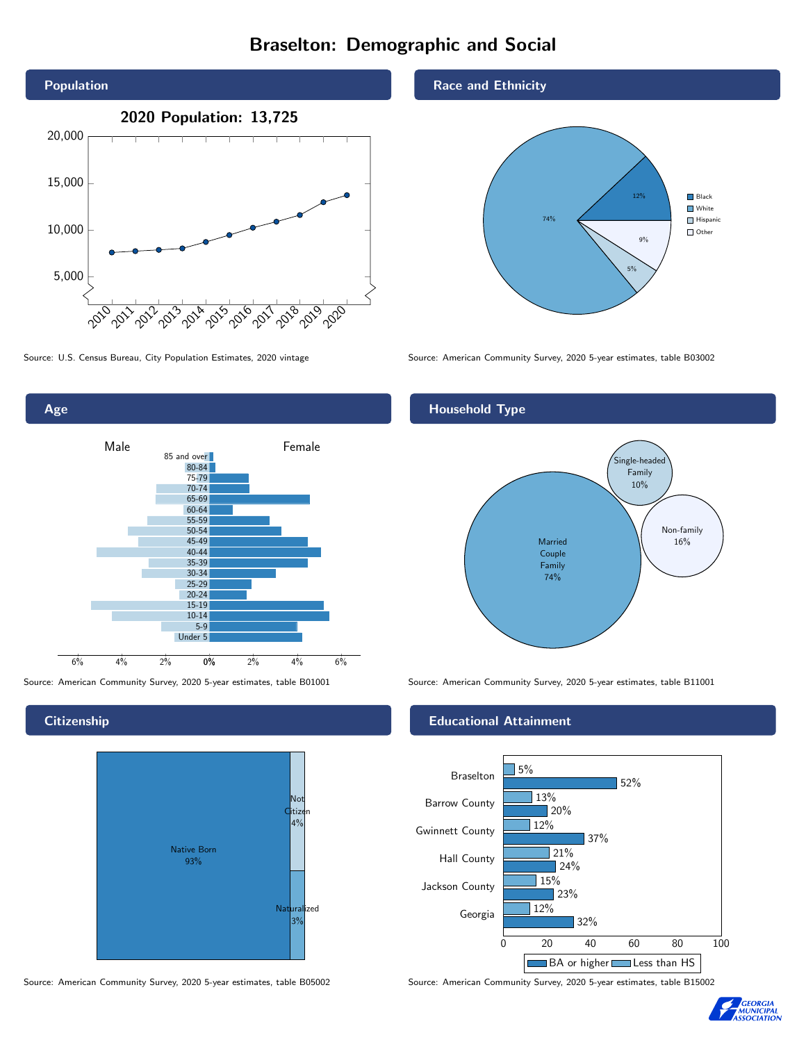# Braselton: Demographic and Social

## Population

2020 Population: 13,725

Source: U.S. Census Bureau, City Population Estimates, 2020 vintage

## Race and Ethnicity

| Group | Percent |
|---|---|
| Black | 12% |
| White | 74% |
| Hispanic | 5% |
| Other | 9% |

Source: American Community Survey, 2020 5-year estimates, table B03002

## Age

Source: American Community Survey, 2020 5-year estimates, table B01001

## Household Type

| Household Type | Percent |
|---|---|
| Married Couple Family | 74% |
| Single-headed Family | 10% |
| Non-family | 16% |

Source: American Community Survey, 2020 5-year estimates, table B11001

## Citizenship

| Status | Percent |
|---|---|
| Native Born | 93% |
| Not Citizen | 4% |
| Naturalized | 3% |

Source: American Community Survey, 2020 5-year estimates, table B05002

## Educational Attainment

| Area | Less than HS | BA or higher |
|---|---|---|
| Braselton | 5% | 52% |
| Barrow County | 13% | 20% |
| Gwinnett County | 12% | 37% |
| Hall County | 21% | 24% |
| Jackson County | 15% | 23% |
| Georgia | 12% | 32% |

Source: American Community Survey, 2020 5-year estimates, table B15002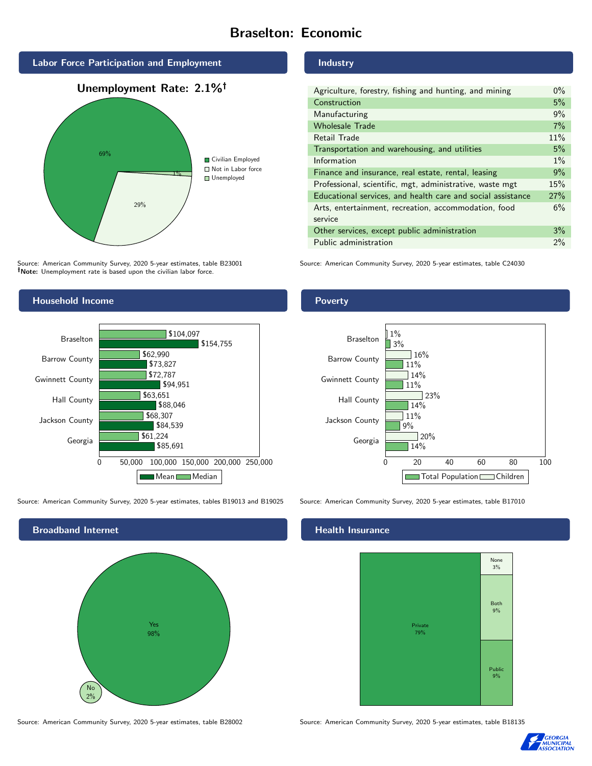# Braselton: Economic

## Labor Force Participation and Employment

**Unemployment Rate: 2.1%†**

| Category | Percent |
|---|---|
| Civilian Employed | 69% |
| Not in Labor force | 29% |
| Unemployed | 1% |

Source: American Community Survey, 2020 5-year estimates, table B23001
**†Note:** Unemployment rate is based upon the civilian labor force.

## Industry

| Industry | Percent |
|---|---|
| Agriculture, forestry, fishing and hunting, and mining | 0% |
| Construction | 5% |
| Manufacturing | 9% |
| Wholesale Trade | 7% |
| Retail Trade | 11% |
| Transportation and warehousing, and utilities | 5% |
| Information | 1% |
| Finance and insurance, real estate, rental, leasing | 9% |
| Professional, scientific, mgt, administrative, waste mgt | 15% |
| Educational services, and health care and social assistance | 27% |
| Arts, entertainment, recreation, accommodation, food service | 6% |
| Other services, except public administration | 3% |
| Public administration | 2% |

Source: American Community Survey, 2020 5-year estimates, table C24030

## Household Income

| Area | Median | Mean |
|---|---|---|
| Braselton | $104,097 | $154,755 |
| Barrow County | $62,990 | $73,827 |
| Gwinnett County | $72,787 | $94,951 |
| Hall County | $63,651 | $88,046 |
| Jackson County | $68,307 | $84,539 |
| Georgia | $61,224 | $85,691 |

Source: American Community Survey, 2020 5-year estimates, tables B19013 and B19025

## Poverty

| Area | Children | Total Population |
|---|---|---|
| Braselton | 1% | 3% |
| Barrow County | 16% | 11% |
| Gwinnett County | 14% | 11% |
| Hall County | 23% | 14% |
| Jackson County | 11% | 9% |
| Georgia | 20% | 14% |

Source: American Community Survey, 2020 5-year estimates, table B17010

## Broadband Internet

| Broadband | Percent |
|---|---|
| Yes | 98% |
| No | 2% |

Source: American Community Survey, 2020 5-year estimates, table B28002

## Health Insurance

| Type | Percent |
|---|---|
| Private | 79% |
| None | 3% |
| Both | 9% |
| Public | 9% |

Source: American Community Survey, 2020 5-year estimates, table B18135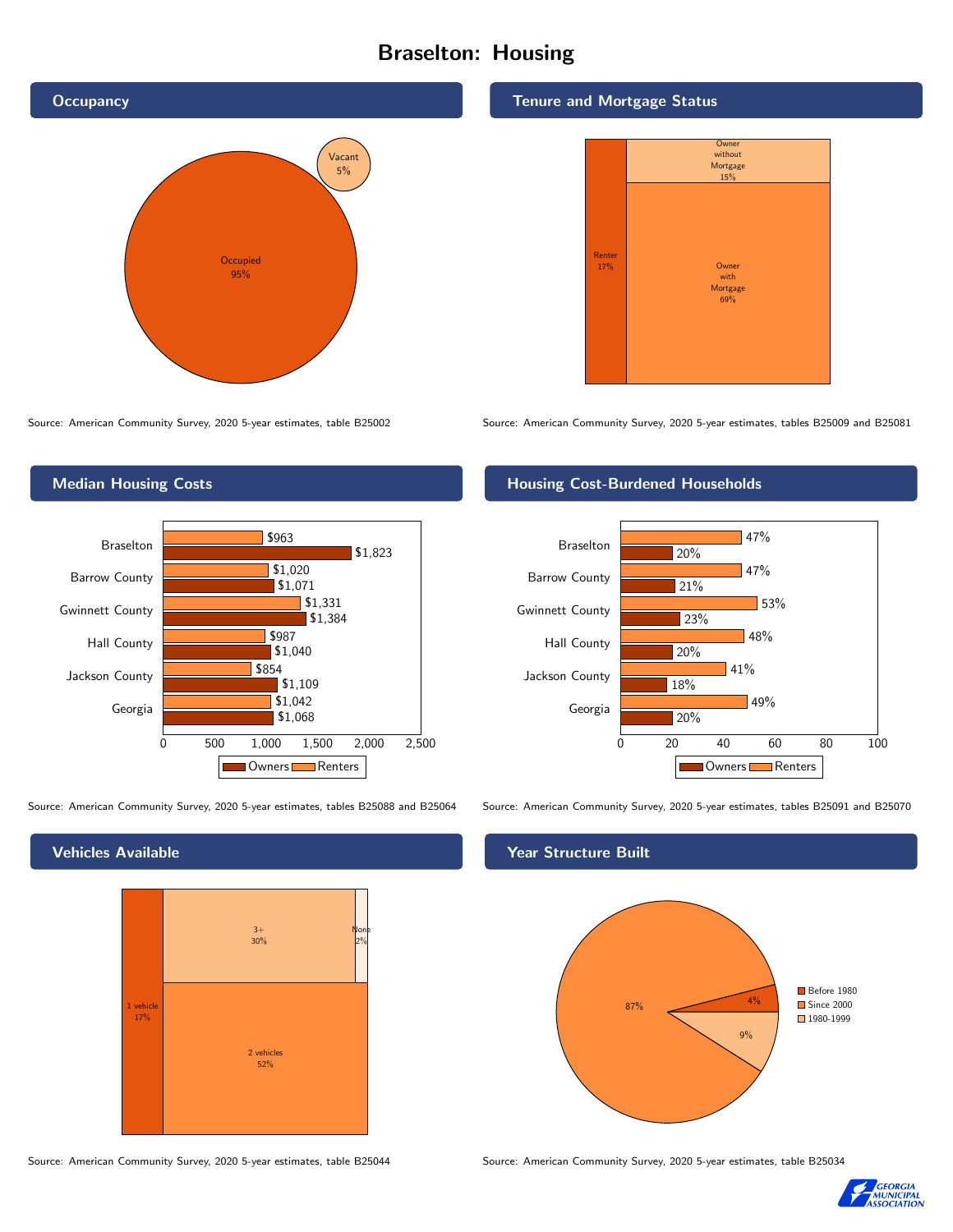# Braselton: Housing

## Occupancy

Occupied
95%

Vacant
5%

Source: American Community Survey, 2020 5-year estimates, table B25002

## Tenure and Mortgage Status

Renter
17%

Owner without Mortgage
15%

Owner with Mortgage
69%

Source: American Community Survey, 2020 5-year estimates, tables B25009 and B25081

## Median Housing Costs

Braselton
$963
$1,823

Barrow County
$1,020
$1,071

Gwinnett County
$1,331
$1,384

Hall County
$987
$1,040

Jackson County
$854
$1,109

Georgia
$1,042
$1,068

0 500 1,000 1,500 2,000 2,500

Owners Renters

Source: American Community Survey, 2020 5-year estimates, tables B25088 and B25064

## Housing Cost-Burdened Households

Braselton
47%
20%

Barrow County
47%
21%

Gwinnett County
53%
23%

Hall County
48%
20%

Jackson County
41%
18%

Georgia
49%
20%

0 20 40 60 80 100

Owners Renters

Source: American Community Survey, 2020 5-year estimates, tables B25091 and B25070

## Vehicles Available

1 vehicle
17%

3+
30%

None
2%

2 vehicles
52%

Source: American Community Survey, 2020 5-year estimates, table B25044

## Year Structure Built

87%

4%

9%

Before 1980
Since 2000
1980-1999

Source: American Community Survey, 2020 5-year estimates, table B25034